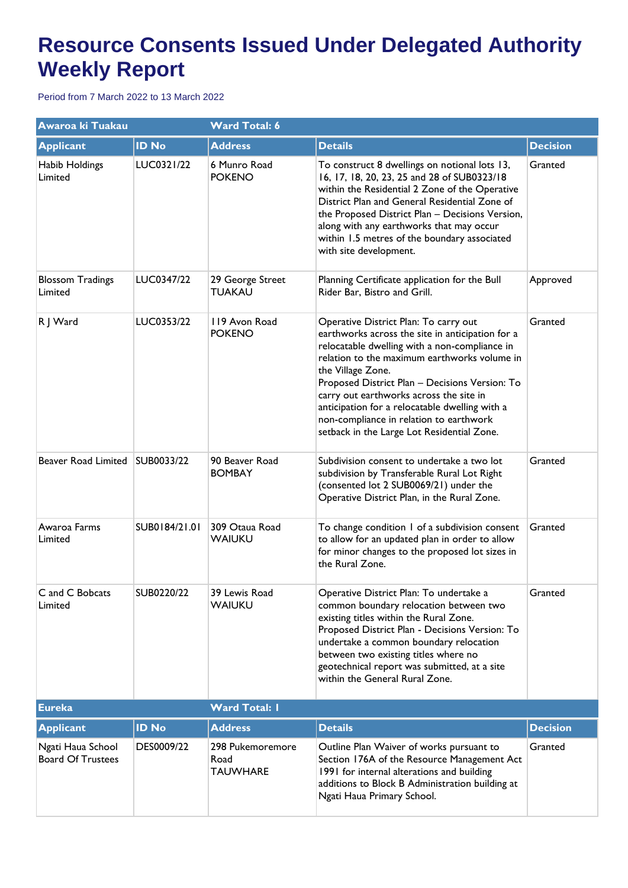# Resource Consents Issued Under Delegated Authority Weekly Report

Period from 7 March 2022 to 13 March 2022

| Awaroa ki Tuakau | | Ward Total: 6 | | |
|---|---|---|---|---|
| **Applicant** | **ID No** | **Address** | **Details** | **Decision** |
| Habib Holdings Limited | LUC0321/22 | 6 Munro Road POKENO | To construct 8 dwellings on notional lots 13, 16, 17, 18, 20, 23, 25 and 28 of SUB0323/18 within the Residential 2 Zone of the Operative District Plan and General Residential Zone of the Proposed District Plan – Decisions Version, along with any earthworks that may occur within 1.5 metres of the boundary associated with site development. | Granted |
| Blossom Tradings Limited | LUC0347/22 | 29 George Street TUAKAU | Planning Certificate application for the Bull Rider Bar, Bistro and Grill. | Approved |
| R J Ward | LUC0353/22 | 119 Avon Road POKENO | Operative District Plan: To carry out earthworks across the site in anticipation for a relocatable dwelling with a non-compliance in relation to the maximum earthworks volume in the Village Zone.<br>Proposed District Plan – Decisions Version: To carry out earthworks across the site in anticipation for a relocatable dwelling with a non-compliance in relation to earthwork setback in the Large Lot Residential Zone. | Granted |
| Beaver Road Limited | SUB0033/22 | 90 Beaver Road BOMBAY | Subdivision consent to undertake a two lot subdivision by Transferable Rural Lot Right (consented lot 2 SUB0069/21) under the Operative District Plan, in the Rural Zone. | Granted |
| Awaroa Farms Limited | SUB0184/21.01 | 309 Otaua Road WAIUKU | To change condition 1 of a subdivision consent to allow for an updated plan in order to allow for minor changes to the proposed lot sizes in the Rural Zone. | Granted |
| C and C Bobcats Limited | SUB0220/22 | 39 Lewis Road WAIUKU | Operative District Plan: To undertake a common boundary relocation between two existing titles within the Rural Zone.<br>Proposed District Plan - Decisions Version: To undertake a common boundary relocation between two existing titles where no geotechnical report was submitted, at a site within the General Rural Zone. | Granted |

| Eureka | | Ward Total: 1 | | |
|---|---|---|---|---|
| **Applicant** | **ID No** | **Address** | **Details** | **Decision** |
| Ngati Haua School Board Of Trustees | DES0009/22 | 298 Pukemoremore Road TAUWHARE | Outline Plan Waiver of works pursuant to Section 176A of the Resource Management Act 1991 for internal alterations and building additions to Block B Administration building at Ngati Haua Primary School. | Granted |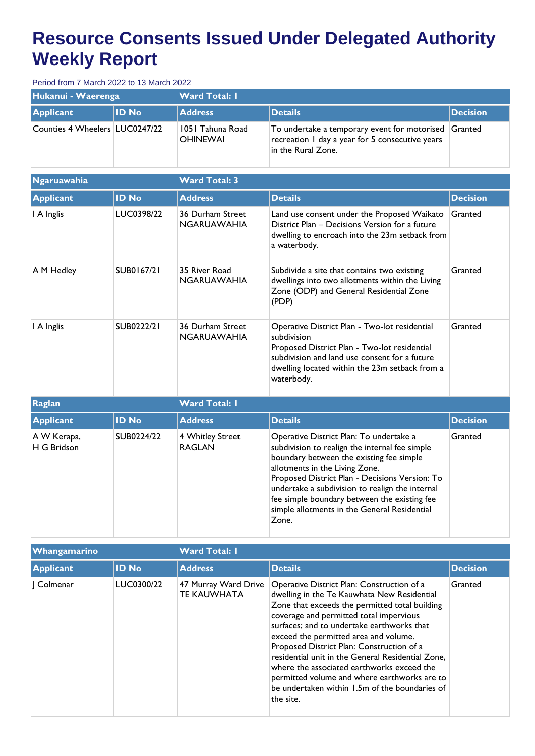# Resource Consents Issued Under Delegated Authority Weekly Report

Period from 7 March 2022 to 13 March 2022

| Hukanui - Waerenga | | Ward Total: 1 | | |
|---|---|---|---|---|
| **Applicant** | **ID No** | **Address** | **Details** | **Decision** |
| Counties 4 Wheelers | LUC0247/22 | 1051 Tahuna Road OHINEWAI | To undertake a temporary event for motorised recreation 1 day a year for 5 consecutive years in the Rural Zone. | Granted |

| Ngaruawahia | | Ward Total: 3 | | |
|---|---|---|---|---|
| **Applicant** | **ID No** | **Address** | **Details** | **Decision** |
| I A Inglis | LUC0398/22 | 36 Durham Street NGARUAWAHIA | Land use consent under the Proposed Waikato District Plan – Decisions Version for a future dwelling to encroach into the 23m setback from a waterbody. | Granted |
| A M Hedley | SUB0167/21 | 35 River Road NGARUAWAHIA | Subdivide a site that contains two existing dwellings into two allotments within the Living Zone (ODP) and General Residential Zone (PDP) | Granted |
| I A Inglis | SUB0222/21 | 36 Durham Street NGARUAWAHIA | Operative District Plan - Two-lot residential subdivision<br>Proposed District Plan - Two-lot residential subdivision and land use consent for a future dwelling located within the 23m setback from a waterbody. | Granted |

| Raglan | | Ward Total: 1 | | |
|---|---|---|---|---|
| **Applicant** | **ID No** | **Address** | **Details** | **Decision** |
| A W Kerapa, H G Bridson | SUB0224/22 | 4 Whitley Street RAGLAN | Operative District Plan: To undertake a subdivision to realign the internal fee simple boundary between the existing fee simple allotments in the Living Zone.<br>Proposed District Plan - Decisions Version: To undertake a subdivision to realign the internal fee simple boundary between the existing fee simple allotments in the General Residential Zone. | Granted |

| Whangamarino | | Ward Total: 1 | | |
|---|---|---|---|---|
| **Applicant** | **ID No** | **Address** | **Details** | **Decision** |
| J Colmenar | LUC0300/22 | 47 Murray Ward Drive TE KAUWHATA | Operative District Plan: Construction of a dwelling in the Te Kauwhata New Residential Zone that exceeds the permitted total building coverage and permitted total impervious surfaces; and to undertake earthworks that exceed the permitted area and volume.<br>Proposed District Plan: Construction of a residential unit in the General Residential Zone, where the associated earthworks exceed the permitted volume and where earthworks are to be undertaken within 1.5m of the boundaries of the site. | Granted |